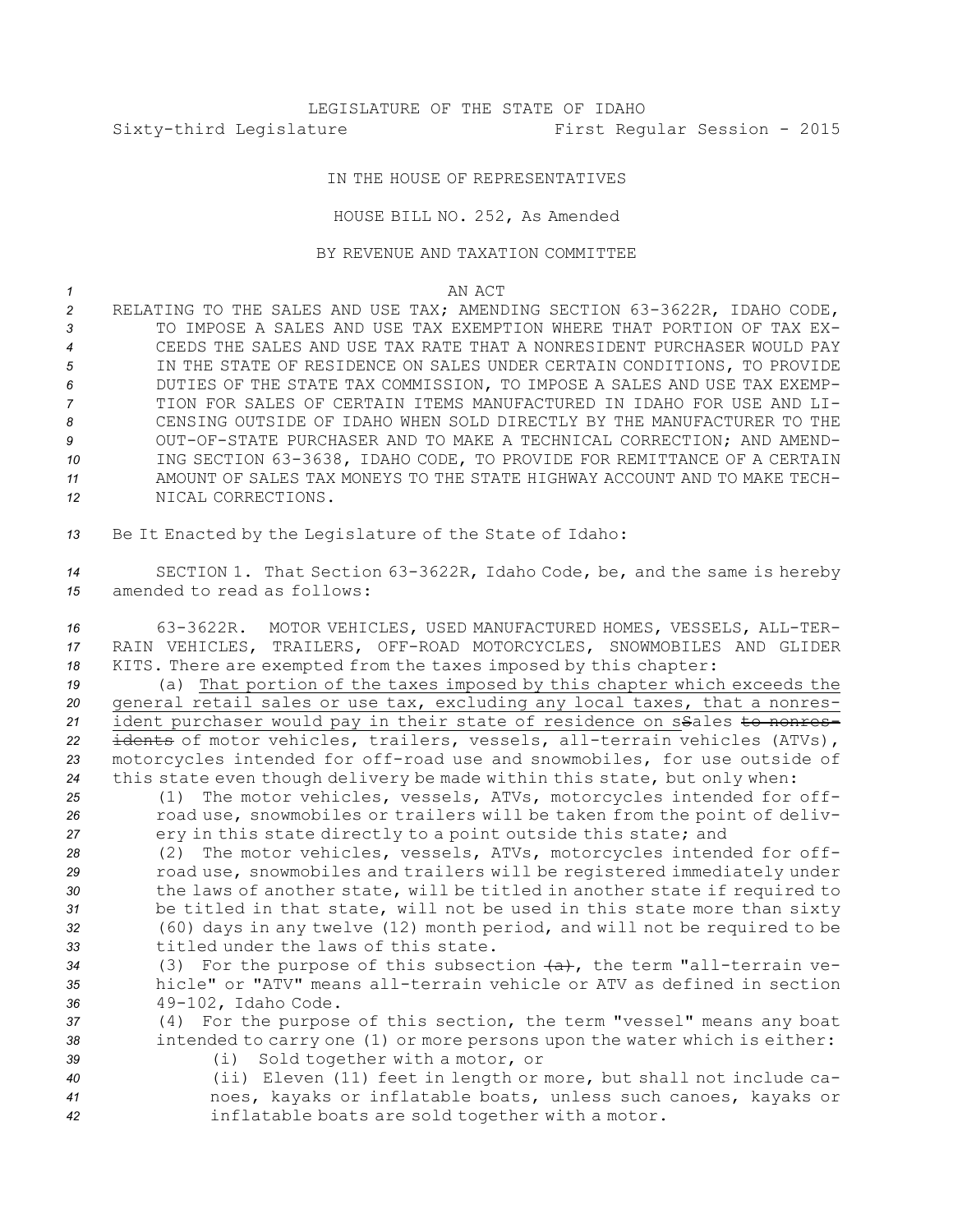LEGISLATURE OF THE STATE OF IDAHO

Sixty-third Legislature First Regular Session - 2015

IN THE HOUSE OF REPRESENTATIVES

HOUSE BILL NO. 252, As Amended

BY REVENUE AND TAXATION COMMITTEE

AN ACT

RELATING TO THE SALES AND USE TAX; AMENDING SECTION 63-3622R, IDAHO CODE, TO IMPOSE A SALES AND USE TAX EXEMPTION WHERE THAT PORTION OF TAX EXCEEDS THE SALES AND USE TAX RATE THAT A NONRESIDENT PURCHASER WOULD PAY IN THE STATE OF RESIDENCE ON SALES UNDER CERTAIN CONDITIONS, TO PROVIDE DUTIES OF THE STATE TAX COMMISSION, TO IMPOSE A SALES AND USE TAX EXEMPTION FOR SALES OF CERTAIN ITEMS MANUFACTURED IN IDAHO FOR USE AND LICENSING OUTSIDE OF IDAHO WHEN SOLD DIRECTLY BY THE MANUFACTURER TO THE OUT-OF-STATE PURCHASER AND TO MAKE A TECHNICAL CORRECTION; AND AMENDING SECTION 63-3638, IDAHO CODE, TO PROVIDE FOR REMITTANCE OF A CERTAIN AMOUNT OF SALES TAX MONEYS TO THE STATE HIGHWAY ACCOUNT AND TO MAKE TECHNICAL CORRECTIONS.

Be It Enacted by the Legislature of the State of Idaho:

SECTION 1. That Section 63-3622R, Idaho Code, be, and the same is hereby amended to read as follows:

63-3622R. MOTOR VEHICLES, USED MANUFACTURED HOMES, VESSELS, ALL-TERRAIN VEHICLES, TRAILERS, OFF-ROAD MOTORCYCLES, SNOWMOBILES AND GLIDER KITS. There are exempted from the taxes imposed by this chapter:

(a) That portion of the taxes imposed by this chapter which exceeds the general retail sales or use tax, excluding any local taxes, that a nonresident purchaser would pay in their state of residence on sSales ~~to nonresidents~~ of motor vehicles, trailers, vessels, all-terrain vehicles (ATVs), motorcycles intended for off-road use and snowmobiles, for use outside of this state even though delivery be made within this state, but only when:

(1) The motor vehicles, vessels, ATVs, motorcycles intended for off-road use, snowmobiles or trailers will be taken from the point of delivery in this state directly to a point outside this state; and

(2) The motor vehicles, vessels, ATVs, motorcycles intended for off-road use, snowmobiles and trailers will be registered immediately under the laws of another state, will be titled in another state if required to be titled in that state, will not be used in this state more than sixty (60) days in any twelve (12) month period, and will not be required to be titled under the laws of this state.

(3) For the purpose of this subsection ~~(a)~~, the term "all-terrain vehicle" or "ATV" means all-terrain vehicle or ATV as defined in section 49-102, Idaho Code.

(4) For the purpose of this section, the term "vessel" means any boat intended to carry one (1) or more persons upon the water which is either:

(i) Sold together with a motor, or

(ii) Eleven (11) feet in length or more, but shall not include canoes, kayaks or inflatable boats, unless such canoes, kayaks or inflatable boats are sold together with a motor.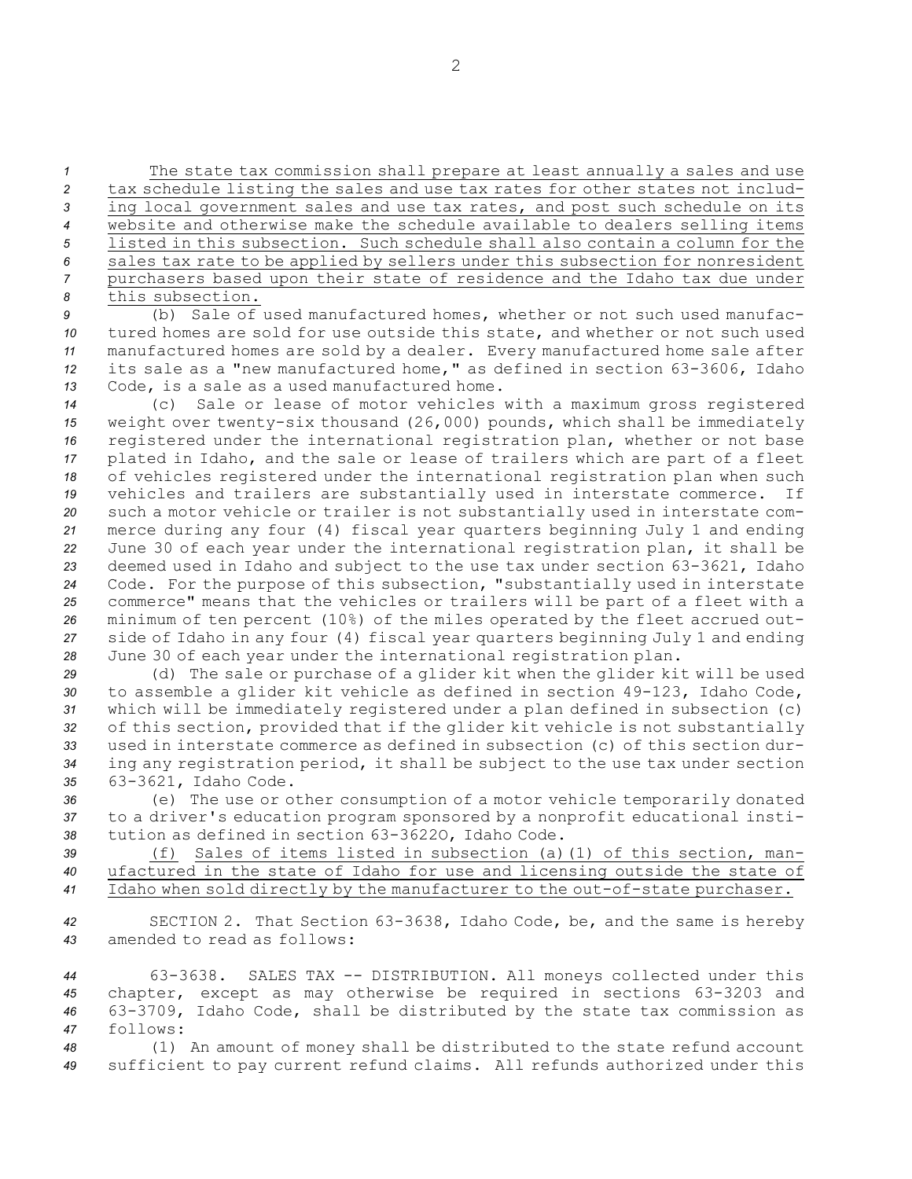The state tax commission shall prepare at least annually a sales and use tax schedule listing the sales and use tax rates for other states not including local government sales and use tax rates, and post such schedule on its website and otherwise make the schedule available to dealers selling items listed in this subsection. Such schedule shall also contain a column for the sales tax rate to be applied by sellers under this subsection for nonresident purchasers based upon their state of residence and the Idaho tax due under this subsection.

(b) Sale of used manufactured homes, whether or not such used manufactured homes are sold for use outside this state, and whether or not such used manufactured homes are sold by a dealer. Every manufactured home sale after its sale as a "new manufactured home," as defined in section 63-3606, Idaho Code, is a sale as a used manufactured home.

(c) Sale or lease of motor vehicles with a maximum gross registered weight over twenty-six thousand (26,000) pounds, which shall be immediately registered under the international registration plan, whether or not base plated in Idaho, and the sale or lease of trailers which are part of a fleet of vehicles registered under the international registration plan when such vehicles and trailers are substantially used in interstate commerce. If such a motor vehicle or trailer is not substantially used in interstate commerce during any four (4) fiscal year quarters beginning July 1 and ending June 30 of each year under the international registration plan, it shall be deemed used in Idaho and subject to the use tax under section 63-3621, Idaho Code. For the purpose of this subsection, "substantially used in interstate commerce" means that the vehicles or trailers will be part of a fleet with a minimum of ten percent (10%) of the miles operated by the fleet accrued outside of Idaho in any four (4) fiscal year quarters beginning July 1 and ending June 30 of each year under the international registration plan.

(d) The sale or purchase of a glider kit when the glider kit will be used to assemble a glider kit vehicle as defined in section 49-123, Idaho Code, which will be immediately registered under a plan defined in subsection (c) of this section, provided that if the glider kit vehicle is not substantially used in interstate commerce as defined in subsection (c) of this section during any registration period, it shall be subject to the use tax under section 63-3621, Idaho Code.

(e) The use or other consumption of a motor vehicle temporarily donated to a driver's education program sponsored by a nonprofit educational institution as defined in section 63-3622O, Idaho Code.

(f) Sales of items listed in subsection (a)(1) of this section, manufactured in the state of Idaho for use and licensing outside the state of Idaho when sold directly by the manufacturer to the out-of-state purchaser.

SECTION 2. That Section 63-3638, Idaho Code, be, and the same is hereby amended to read as follows:

63-3638. SALES TAX -- DISTRIBUTION. All moneys collected under this chapter, except as may otherwise be required in sections 63-3203 and 63-3709, Idaho Code, shall be distributed by the state tax commission as follows:

(1) An amount of money shall be distributed to the state refund account sufficient to pay current refund claims. All refunds authorized under this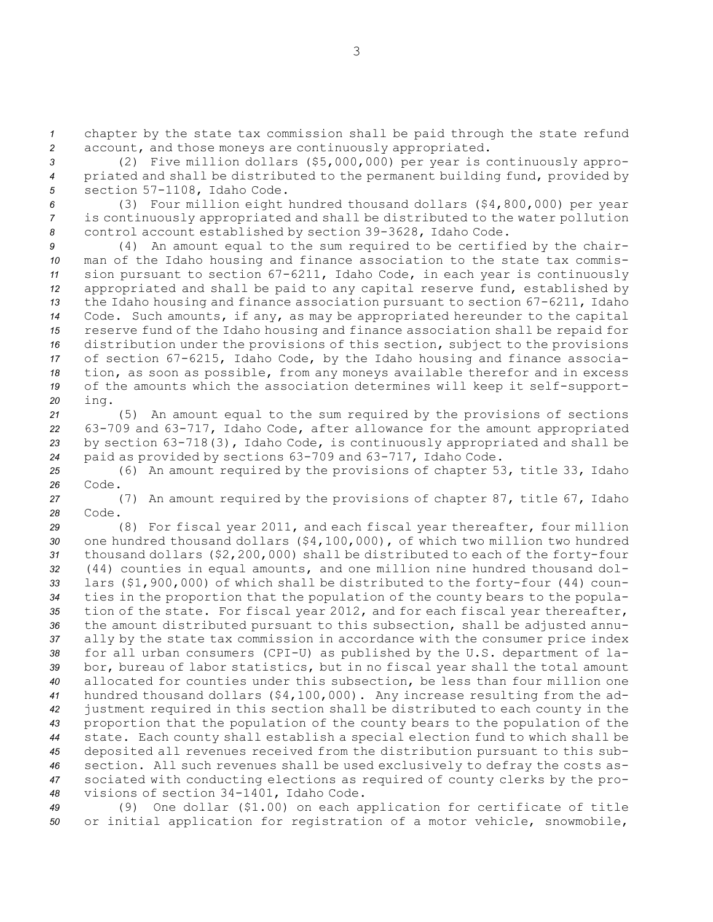chapter by the state tax commission shall be paid through the state refund account, and those moneys are continuously appropriated.

(2) Five million dollars ($5,000,000) per year is continuously appropriated and shall be distributed to the permanent building fund, provided by section 57-1108, Idaho Code.

(3) Four million eight hundred thousand dollars ($4,800,000) per year is continuously appropriated and shall be distributed to the water pollution control account established by section 39-3628, Idaho Code.

(4) An amount equal to the sum required to be certified by the chairman of the Idaho housing and finance association to the state tax commission pursuant to section 67-6211, Idaho Code, in each year is continuously appropriated and shall be paid to any capital reserve fund, established by the Idaho housing and finance association pursuant to section 67-6211, Idaho Code. Such amounts, if any, as may be appropriated hereunder to the capital reserve fund of the Idaho housing and finance association shall be repaid for distribution under the provisions of this section, subject to the provisions of section 67-6215, Idaho Code, by the Idaho housing and finance association, as soon as possible, from any moneys available therefor and in excess of the amounts which the association determines will keep it self-supporting.

(5) An amount equal to the sum required by the provisions of sections 63-709 and 63-717, Idaho Code, after allowance for the amount appropriated by section 63-718(3), Idaho Code, is continuously appropriated and shall be paid as provided by sections 63-709 and 63-717, Idaho Code.

(6) An amount required by the provisions of chapter 53, title 33, Idaho Code.

(7) An amount required by the provisions of chapter 87, title 67, Idaho Code.

(8) For fiscal year 2011, and each fiscal year thereafter, four million one hundred thousand dollars ($4,100,000), of which two million two hundred thousand dollars ($2,200,000) shall be distributed to each of the forty-four (44) counties in equal amounts, and one million nine hundred thousand dollars ($1,900,000) of which shall be distributed to the forty-four (44) counties in the proportion that the population of the county bears to the population of the state. For fiscal year 2012, and for each fiscal year thereafter, the amount distributed pursuant to this subsection, shall be adjusted annually by the state tax commission in accordance with the consumer price index for all urban consumers (CPI-U) as published by the U.S. department of labor, bureau of labor statistics, but in no fiscal year shall the total amount allocated for counties under this subsection, be less than four million one hundred thousand dollars ($4,100,000). Any increase resulting from the adjustment required in this section shall be distributed to each county in the proportion that the population of the county bears to the population of the state. Each county shall establish a special election fund to which shall be deposited all revenues received from the distribution pursuant to this subsection. All such revenues shall be used exclusively to defray the costs associated with conducting elections as required of county clerks by the provisions of section 34-1401, Idaho Code.

(9) One dollar ($1.00) on each application for certificate of title or initial application for registration of a motor vehicle, snowmobile,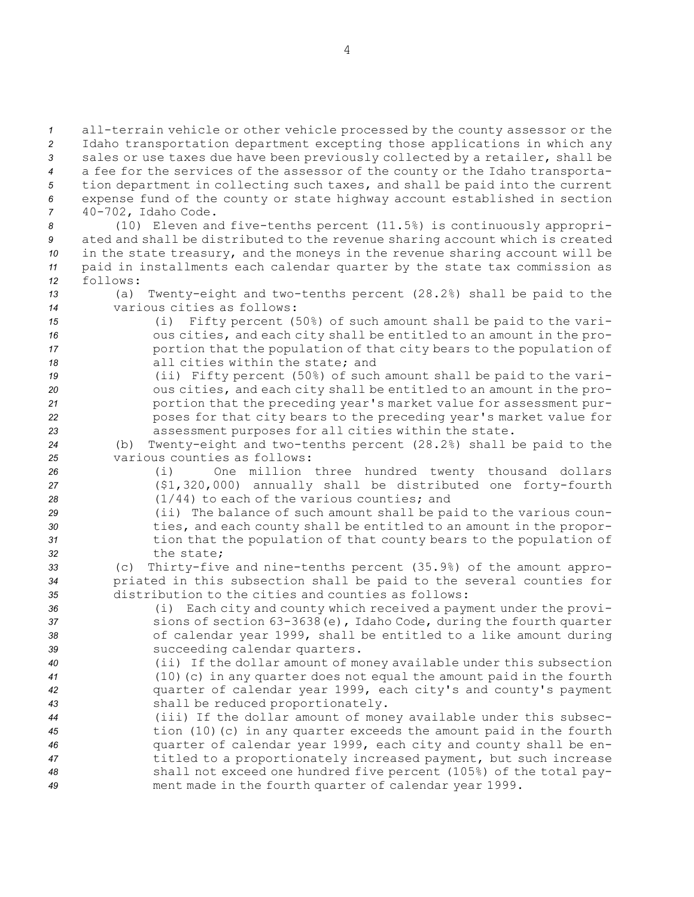all-terrain vehicle or other vehicle processed by the county assessor or the Idaho transportation department excepting those applications in which any sales or use taxes due have been previously collected by a retailer, shall be a fee for the services of the assessor of the county or the Idaho transportation department in collecting such taxes, and shall be paid into the current expense fund of the county or state highway account established in section 40-702, Idaho Code.

(10) Eleven and five-tenths percent (11.5%) is continuously appropriated and shall be distributed to the revenue sharing account which is created in the state treasury, and the moneys in the revenue sharing account will be paid in installments each calendar quarter by the state tax commission as follows:

(a) Twenty-eight and two-tenths percent (28.2%) shall be paid to the various cities as follows:

(i) Fifty percent (50%) of such amount shall be paid to the various cities, and each city shall be entitled to an amount in the proportion that the population of that city bears to the population of all cities within the state; and

(ii) Fifty percent (50%) of such amount shall be paid to the various cities, and each city shall be entitled to an amount in the proportion that the preceding year's market value for assessment purposes for that city bears to the preceding year's market value for assessment purposes for all cities within the state.

(b) Twenty-eight and two-tenths percent (28.2%) shall be paid to the various counties as follows:

(i) One million three hundred twenty thousand dollars ($1,320,000) annually shall be distributed one forty-fourth (1/44) to each of the various counties; and

(ii) The balance of such amount shall be paid to the various counties, and each county shall be entitled to an amount in the proportion that the population of that county bears to the population of the state;

(c) Thirty-five and nine-tenths percent (35.9%) of the amount appropriated in this subsection shall be paid to the several counties for distribution to the cities and counties as follows:

(i) Each city and county which received a payment under the provisions of section 63-3638(e), Idaho Code, during the fourth quarter of calendar year 1999, shall be entitled to a like amount during succeeding calendar quarters.

(ii) If the dollar amount of money available under this subsection (10)(c) in any quarter does not equal the amount paid in the fourth quarter of calendar year 1999, each city's and county's payment shall be reduced proportionately.

(iii) If the dollar amount of money available under this subsection (10)(c) in any quarter exceeds the amount paid in the fourth quarter of calendar year 1999, each city and county shall be entitled to a proportionately increased payment, but such increase shall not exceed one hundred five percent (105%) of the total payment made in the fourth quarter of calendar year 1999.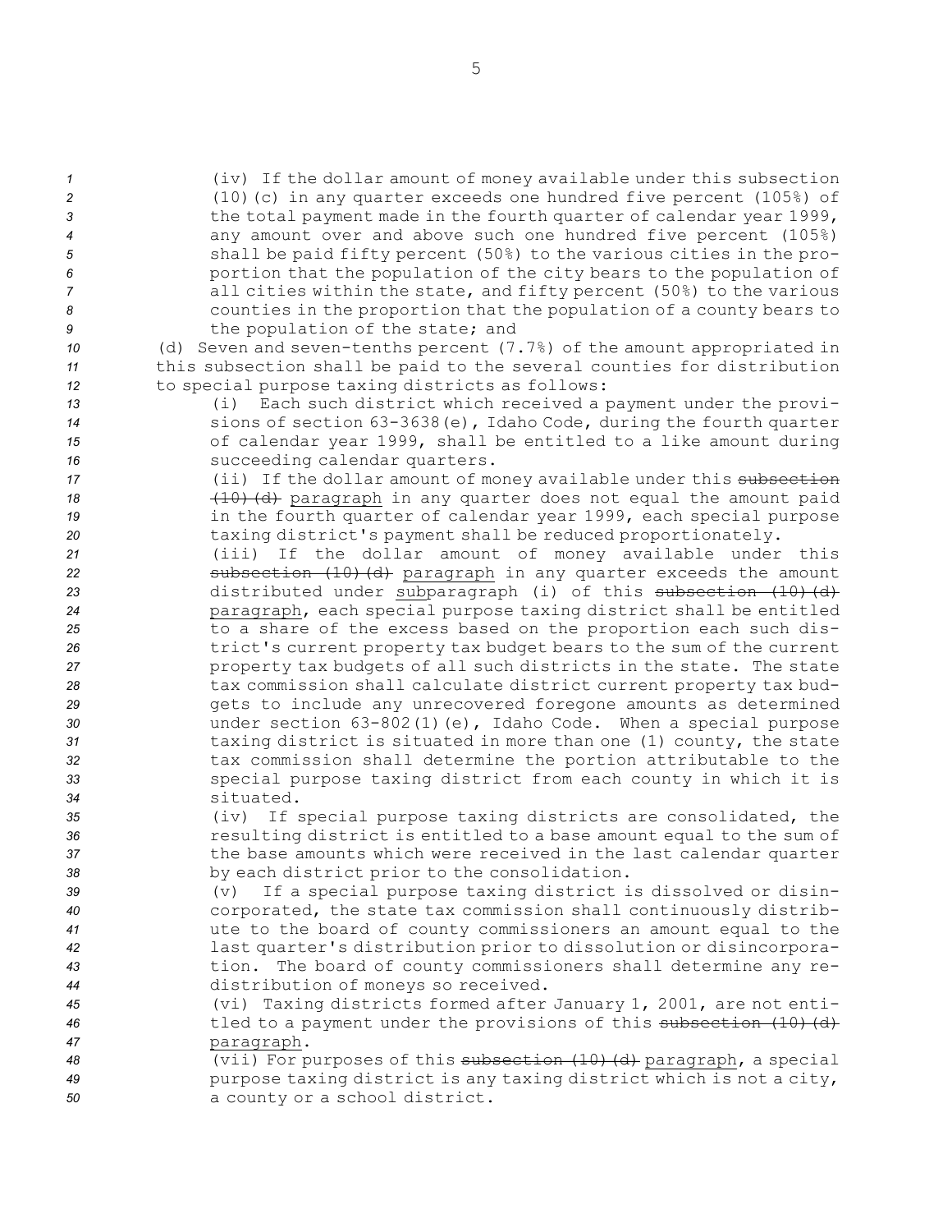(iv) If the dollar amount of money available under this subsection (10)(c) in any quarter exceeds one hundred five percent (105%) of the total payment made in the fourth quarter of calendar year 1999, any amount over and above such one hundred five percent (105%) shall be paid fifty percent (50%) to the various cities in the proportion that the population of the city bears to the population of all cities within the state, and fifty percent (50%) to the various counties in the proportion that the population of a county bears to the population of the state; and

(d) Seven and seven-tenths percent (7.7%) of the amount appropriated in this subsection shall be paid to the several counties for distribution to special purpose taxing districts as follows:

(i) Each such district which received a payment under the provisions of section 63-3638(e), Idaho Code, during the fourth quarter of calendar year 1999, shall be entitled to a like amount during succeeding calendar quarters.

(ii) If the dollar amount of money available under this ~~subsection (10)(d)~~ paragraph in any quarter does not equal the amount paid in the fourth quarter of calendar year 1999, each special purpose taxing district's payment shall be reduced proportionately.

(iii) If the dollar amount of money available under this ~~subsection (10)(d)~~ paragraph in any quarter exceeds the amount distributed under subparagraph (i) of this ~~subsection (10)(d)~~ paragraph, each special purpose taxing district shall be entitled to a share of the excess based on the proportion each such district's current property tax budget bears to the sum of the current property tax budgets of all such districts in the state. The state tax commission shall calculate district current property tax budgets to include any unrecovered foregone amounts as determined under section 63-802(1)(e), Idaho Code. When a special purpose taxing district is situated in more than one (1) county, the state tax commission shall determine the portion attributable to the special purpose taxing district from each county in which it is situated.

(iv) If special purpose taxing districts are consolidated, the resulting district is entitled to a base amount equal to the sum of the base amounts which were received in the last calendar quarter by each district prior to the consolidation.

(v) If a special purpose taxing district is dissolved or disincorporated, the state tax commission shall continuously distribute to the board of county commissioners an amount equal to the last quarter's distribution prior to dissolution or disincorporation. The board of county commissioners shall determine any redistribution of moneys so received.

(vi) Taxing districts formed after January 1, 2001, are not entitled to a payment under the provisions of this ~~subsection (10)(d)~~ paragraph.

(vii) For purposes of this ~~subsection (10)(d)~~ paragraph, a special purpose taxing district is any taxing district which is not a city, a county or a school district.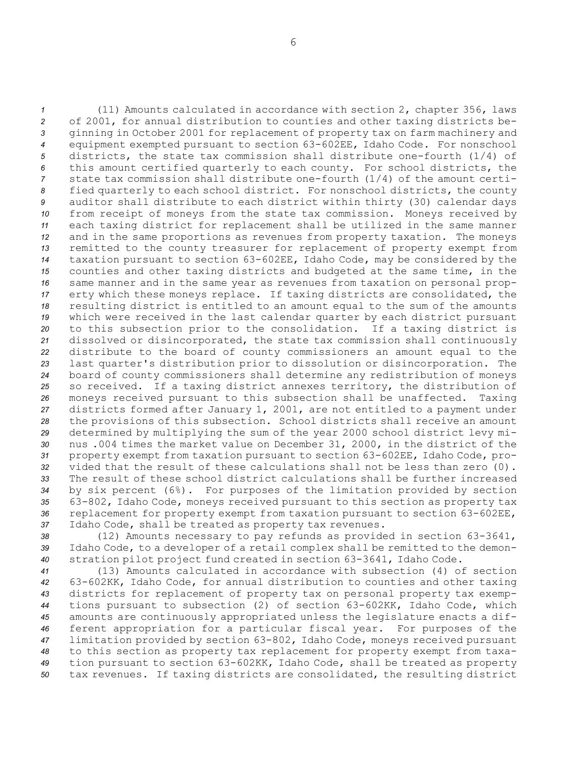(11) Amounts calculated in accordance with section 2, chapter 356, laws of 2001, for annual distribution to counties and other taxing districts beginning in October 2001 for replacement of property tax on farm machinery and equipment exempted pursuant to section 63-602EE, Idaho Code. For nonschool districts, the state tax commission shall distribute one-fourth (1/4) of this amount certified quarterly to each county. For school districts, the state tax commission shall distribute one-fourth (1/4) of the amount certified quarterly to each school district. For nonschool districts, the county auditor shall distribute to each district within thirty (30) calendar days from receipt of moneys from the state tax commission. Moneys received by each taxing district for replacement shall be utilized in the same manner and in the same proportions as revenues from property taxation. The moneys remitted to the county treasurer for replacement of property exempt from taxation pursuant to section 63-602EE, Idaho Code, may be considered by the counties and other taxing districts and budgeted at the same time, in the same manner and in the same year as revenues from taxation on personal property which these moneys replace. If taxing districts are consolidated, the resulting district is entitled to an amount equal to the sum of the amounts which were received in the last calendar quarter by each district pursuant to this subsection prior to the consolidation. If a taxing district is dissolved or disincorporated, the state tax commission shall continuously distribute to the board of county commissioners an amount equal to the last quarter's distribution prior to dissolution or disincorporation. The board of county commissioners shall determine any redistribution of moneys so received. If a taxing district annexes territory, the distribution of moneys received pursuant to this subsection shall be unaffected. Taxing districts formed after January 1, 2001, are not entitled to a payment under the provisions of this subsection. School districts shall receive an amount determined by multiplying the sum of the year 2000 school district levy minus .004 times the market value on December 31, 2000, in the district of the property exempt from taxation pursuant to section 63-602EE, Idaho Code, provided that the result of these calculations shall not be less than zero (0). The result of these school district calculations shall be further increased by six percent (6%). For purposes of the limitation provided by section 63-802, Idaho Code, moneys received pursuant to this section as property tax replacement for property exempt from taxation pursuant to section 63-602EE, Idaho Code, shall be treated as property tax revenues.

(12) Amounts necessary to pay refunds as provided in section 63-3641, Idaho Code, to a developer of a retail complex shall be remitted to the demonstration pilot project fund created in section 63-3641, Idaho Code.

(13) Amounts calculated in accordance with subsection (4) of section 63-602KK, Idaho Code, for annual distribution to counties and other taxing districts for replacement of property tax on personal property tax exemptions pursuant to subsection (2) of section 63-602KK, Idaho Code, which amounts are continuously appropriated unless the legislature enacts a different appropriation for a particular fiscal year. For purposes of the limitation provided by section 63-802, Idaho Code, moneys received pursuant to this section as property tax replacement for property exempt from taxation pursuant to section 63-602KK, Idaho Code, shall be treated as property tax revenues. If taxing districts are consolidated, the resulting district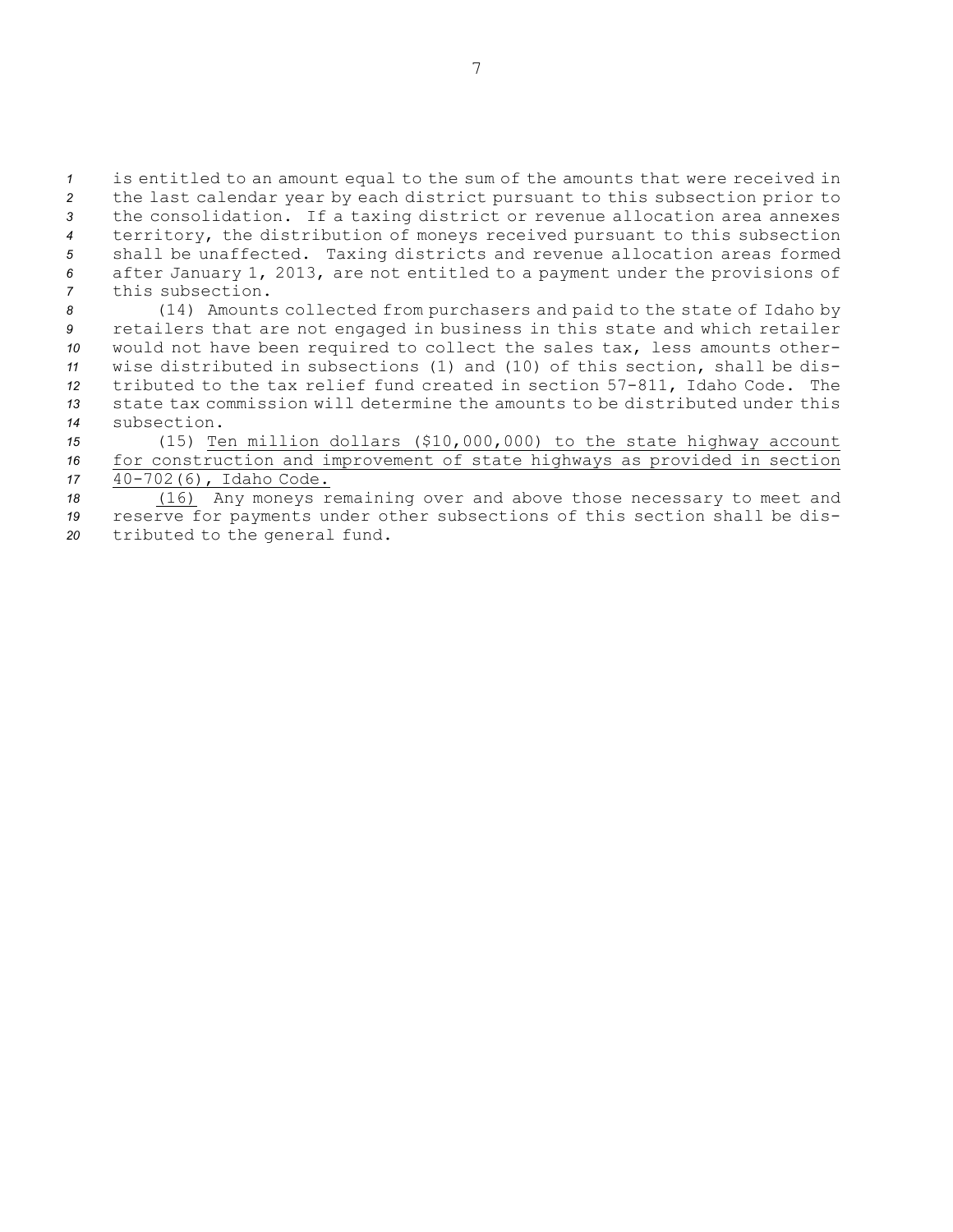is entitled to an amount equal to the sum of the amounts that were received in the last calendar year by each district pursuant to this subsection prior to the consolidation. If a taxing district or revenue allocation area annexes territory, the distribution of moneys received pursuant to this subsection shall be unaffected. Taxing districts and revenue allocation areas formed after January 1, 2013, are not entitled to a payment under the provisions of this subsection.

(14) Amounts collected from purchasers and paid to the state of Idaho by retailers that are not engaged in business in this state and which retailer would not have been required to collect the sales tax, less amounts otherwise distributed in subsections (1) and (10) of this section, shall be distributed to the tax relief fund created in section 57-811, Idaho Code. The state tax commission will determine the amounts to be distributed under this subsection.

(15) <u>Ten million dollars ($10,000,000) to the state highway account for construction and improvement of state highways as provided in section 40-702(6), Idaho Code.</u>

<u>(16)</u> Any moneys remaining over and above those necessary to meet and reserve for payments under other subsections of this section shall be distributed to the general fund.